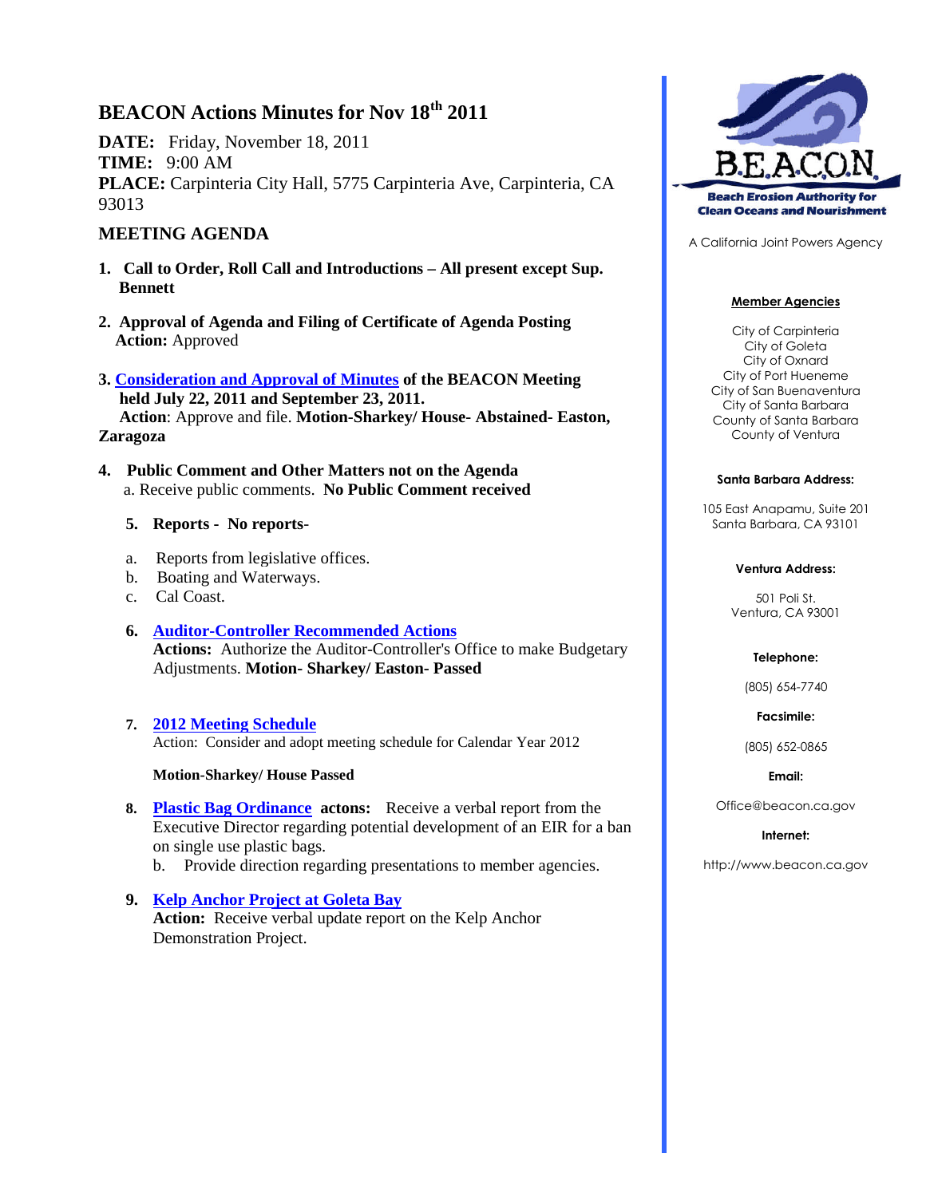# BEACON Actions Minutes for Nov 18th 2011

**DATE:** Friday, November 18, 2011
**TIME:** 9:00 AM
**PLACE:** Carpinteria City Hall, 5775 Carpinteria Ave, Carpinteria, CA 93013

## MEETING AGENDA

1. **Call to Order, Roll Call and Introductions – All present except Sup. Bennett**

2. **Approval of Agenda and Filing of Certificate of Agenda Posting**
   **Action:** Approved

3. **Consideration and Approval of Minutes of the BEACON Meeting held July 22, 2011 and September 23, 2011.**
   **Action**: Approve and file. **Motion-Sharkey/ House- Abstained- Easton, Zaragoza**

4. **Public Comment and Other Matters not on the Agenda**
   a. Receive public comments. **No Public Comment received**

5. **Reports - No reports-**
   a. Reports from legislative offices.
   b. Boating and Waterways.
   c. Cal Coast.

6. **Auditor-Controller Recommended Actions**
   **Actions:** Authorize the Auditor-Controller's Office to make Budgetary Adjustments. **Motion- Sharkey/ Easton- Passed**

7. **2012 Meeting Schedule**
   Action: Consider and adopt meeting schedule for Calendar Year 2012

   **Motion-Sharkey/ House Passed**

8. **Plastic Bag Ordinance actons:** Receive a verbal report from the Executive Director regarding potential development of an EIR for a ban on single use plastic bags.
   b. Provide direction regarding presentations to member agencies.

9. **Kelp Anchor Project at Goleta Bay**
   **Action:** Receive verbal update report on the Kelp Anchor Demonstration Project.

---

**BEACON**
**Beach Erosion Authority for Clean Oceans and Nourishment**

A California Joint Powers Agency

**Member Agencies**

City of Carpinteria
City of Goleta
City of Oxnard
City of Port Hueneme
City of San Buenaventura
City of Santa Barbara
County of Santa Barbara
County of Ventura

**Santa Barbara Address:**

105 East Anapamu, Suite 201
Santa Barbara, CA 93101

**Ventura Address:**

501 Poli St.
Ventura, CA 93001

**Telephone:**

(805) 654-7740

**Facsimile:**

(805) 652-0865

**Email:**

Office@beacon.ca.gov

**Internet:**

http://www.beacon.ca.gov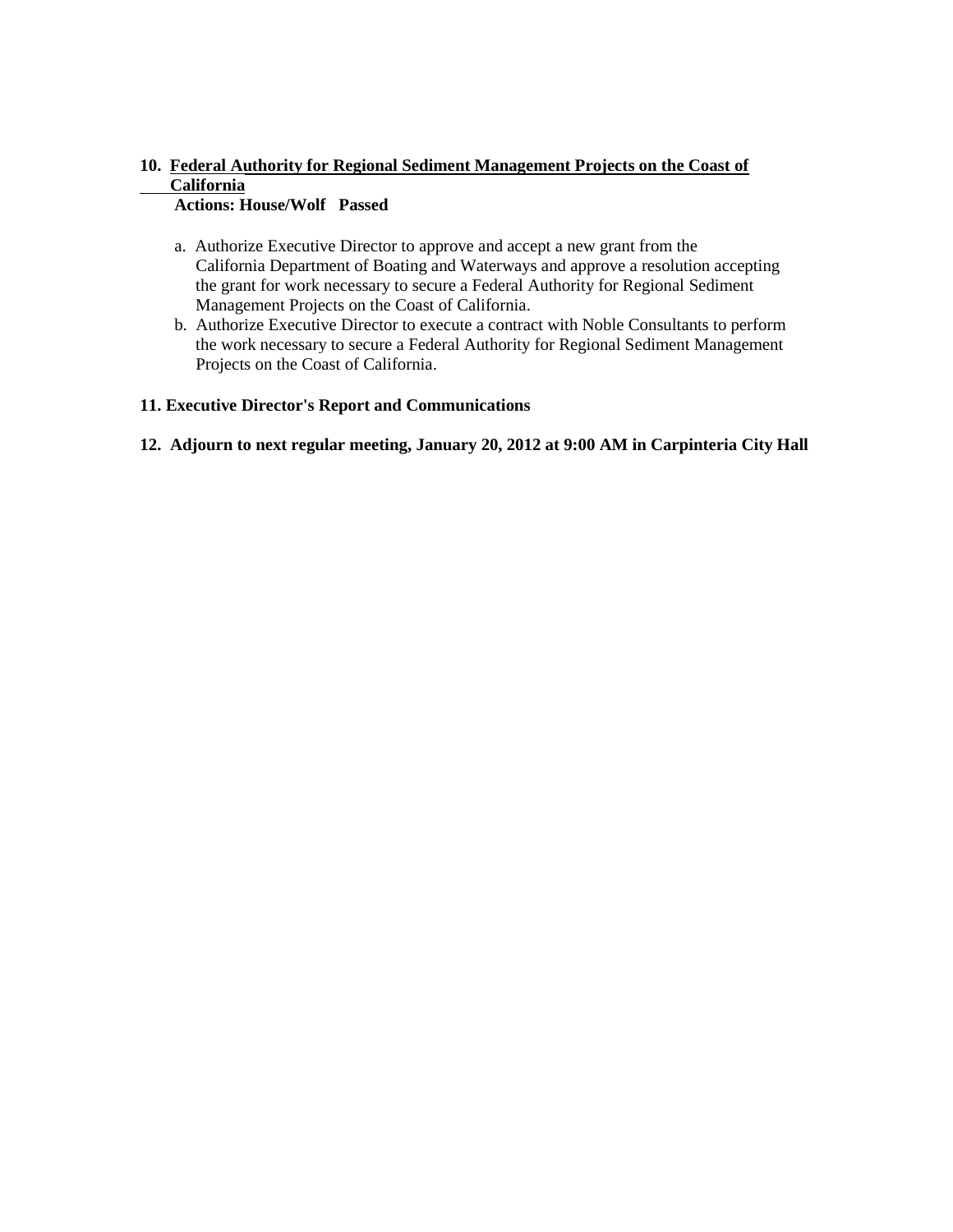**10. <u>Federal Authority for Regional Sediment Management Projects on the Coast of California</u>**

**Actions: House/Wolf Passed**

a. Authorize Executive Director to approve and accept a new grant from the California Department of Boating and Waterways and approve a resolution accepting the grant for work necessary to secure a Federal Authority for Regional Sediment Management Projects on the Coast of California.

b. Authorize Executive Director to execute a contract with Noble Consultants to perform the work necessary to secure a Federal Authority for Regional Sediment Management Projects on the Coast of California.

**11. Executive Director's Report and Communications**

**12. Adjourn to next regular meeting, January 20, 2012 at 9:00 AM in Carpinteria City Hall**